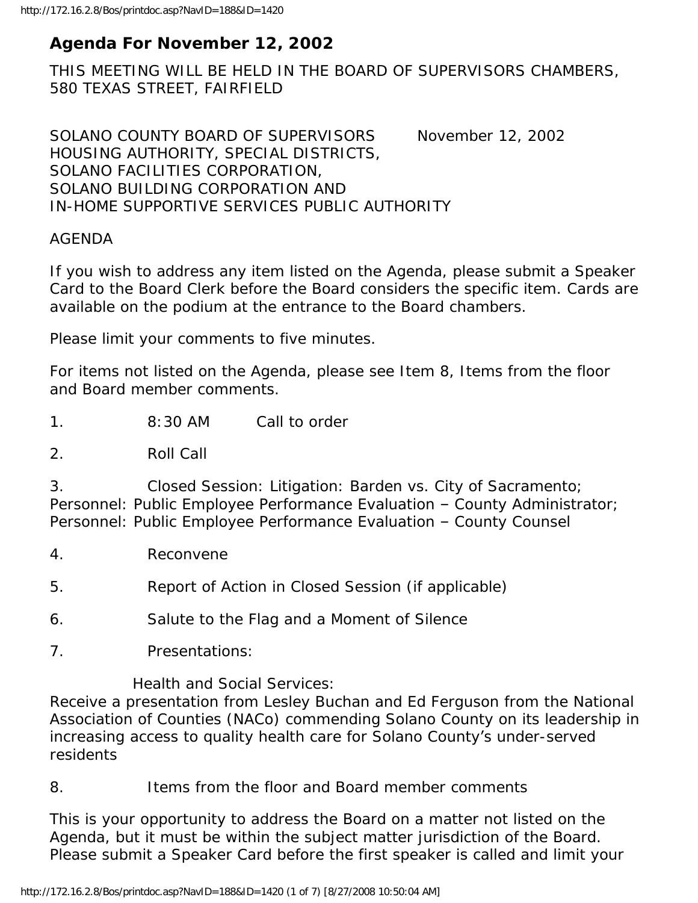# Agenda For November 12, 2002

THIS MEETING WILL BE HELD IN THE BOARD OF SUPERVISORS CHAMBERS, 580 TEXAS STREET, FAIRFIELD

SOLANO COUNTY BOARD OF SUPERVISORS November 12, 2002
HOUSING AUTHORITY, SPECIAL DISTRICTS,
SOLANO FACILITIES CORPORATION,
SOLANO BUILDING CORPORATION AND
IN-HOME SUPPORTIVE SERVICES PUBLIC AUTHORITY

AGENDA

If you wish to address any item listed on the Agenda, please submit a Speaker Card to the Board Clerk before the Board considers the specific item. Cards are available on the podium at the entrance to the Board chambers.

Please limit your comments to five minutes.

For items not listed on the Agenda, please see Item 8, Items from the floor and Board member comments.

1. 8:30 AM Call to order

2. Roll Call

3. Closed Session: Litigation: Barden vs. City of Sacramento; Personnel: Public Employee Performance Evaluation – County Administrator; Personnel: Public Employee Performance Evaluation – County Counsel

4. Reconvene

5. Report of Action in Closed Session (if applicable)

6. Salute to the Flag and a Moment of Silence

7. Presentations:

Health and Social Services:
Receive a presentation from Lesley Buchan and Ed Ferguson from the National Association of Counties (NACo) commending Solano County on its leadership in increasing access to quality health care for Solano County's under-served residents

8. Items from the floor and Board member comments

This is your opportunity to address the Board on a matter not listed on the Agenda, but it must be within the subject matter jurisdiction of the Board. Please submit a Speaker Card before the first speaker is called and limit your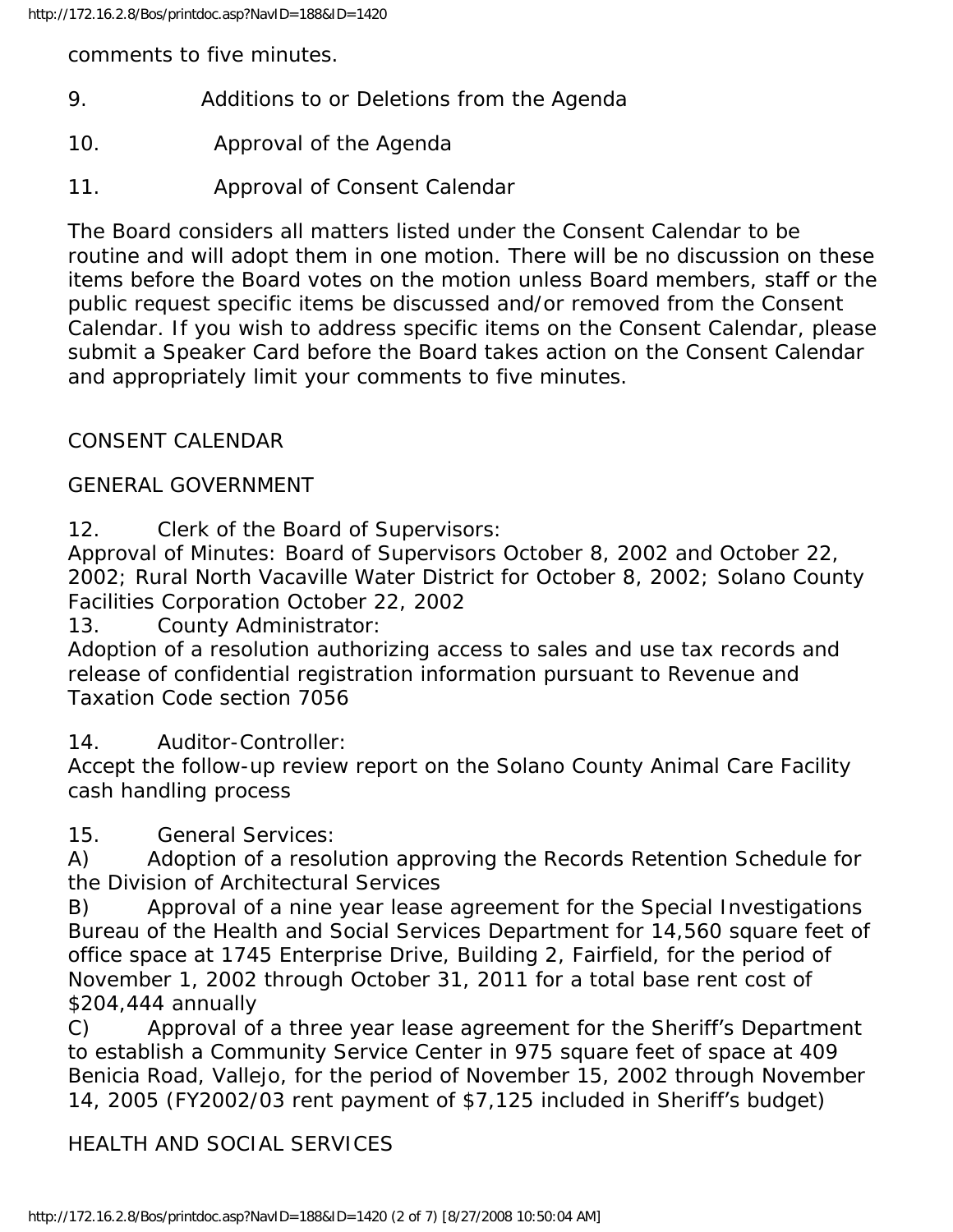comments to five minutes.

9. Additions to or Deletions from the Agenda

10. Approval of the Agenda

11. Approval of Consent Calendar

The Board considers all matters listed under the Consent Calendar to be routine and will adopt them in one motion. There will be no discussion on these items before the Board votes on the motion unless Board members, staff or the public request specific items be discussed and/or removed from the Consent Calendar. If you wish to address specific items on the Consent Calendar, please submit a Speaker Card before the Board takes action on the Consent Calendar and appropriately limit your comments to five minutes.

CONSENT CALENDAR

GENERAL GOVERNMENT

12. Clerk of the Board of Supervisors:
Approval of Minutes: Board of Supervisors October 8, 2002 and October 22, 2002; Rural North Vacaville Water District for October 8, 2002; Solano County Facilities Corporation October 22, 2002

13. County Administrator:
Adoption of a resolution authorizing access to sales and use tax records and release of confidential registration information pursuant to Revenue and Taxation Code section 7056

14. Auditor-Controller:
Accept the follow-up review report on the Solano County Animal Care Facility cash handling process

15. General Services:
A) Adoption of a resolution approving the Records Retention Schedule for the Division of Architectural Services
B) Approval of a nine year lease agreement for the Special Investigations Bureau of the Health and Social Services Department for 14,560 square feet of office space at 1745 Enterprise Drive, Building 2, Fairfield, for the period of November 1, 2002 through October 31, 2011 for a total base rent cost of $204,444 annually
C) Approval of a three year lease agreement for the Sheriff's Department to establish a Community Service Center in 975 square feet of space at 409 Benicia Road, Vallejo, for the period of November 15, 2002 through November 14, 2005 (FY2002/03 rent payment of $7,125 included in Sheriff's budget)

HEALTH AND SOCIAL SERVICES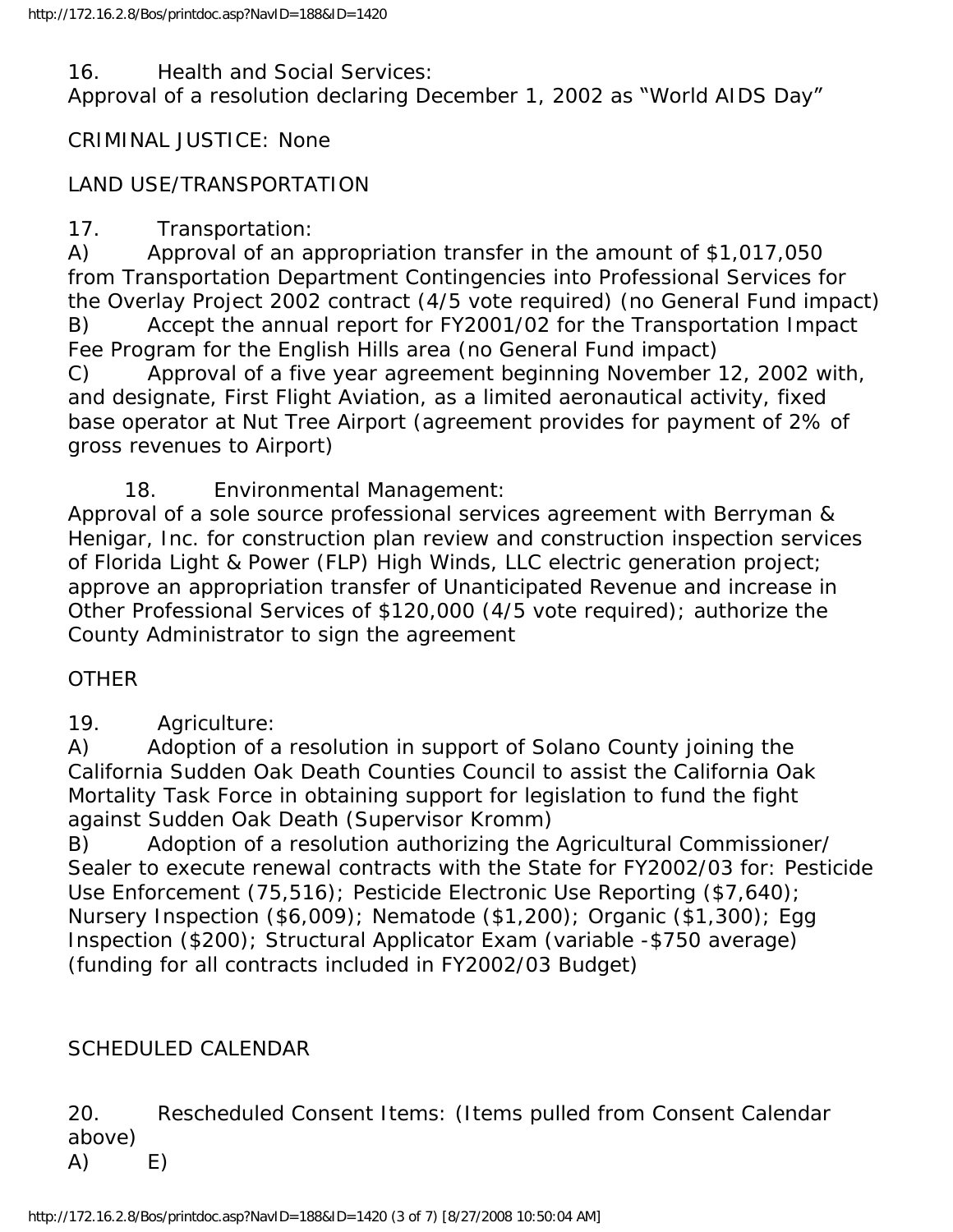16. Health and Social Services:
Approval of a resolution declaring December 1, 2002 as "World AIDS Day"

CRIMINAL JUSTICE: None

LAND USE/TRANSPORTATION

17. Transportation:
A) Approval of an appropriation transfer in the amount of $1,017,050 from Transportation Department Contingencies into Professional Services for the Overlay Project 2002 contract (4/5 vote required) (no General Fund impact)
B) Accept the annual report for FY2001/02 for the Transportation Impact Fee Program for the English Hills area (no General Fund impact)
C) Approval of a five year agreement beginning November 12, 2002 with, and designate, First Flight Aviation, as a limited aeronautical activity, fixed base operator at Nut Tree Airport (agreement provides for payment of 2% of gross revenues to Airport)

18. Environmental Management:
Approval of a sole source professional services agreement with Berryman & Henigar, Inc. for construction plan review and construction inspection services of Florida Light & Power (FLP) High Winds, LLC electric generation project; approve an appropriation transfer of Unanticipated Revenue and increase in Other Professional Services of $120,000 (4/5 vote required); authorize the County Administrator to sign the agreement

OTHER

19. Agriculture:
A) Adoption of a resolution in support of Solano County joining the California Sudden Oak Death Counties Council to assist the California Oak Mortality Task Force in obtaining support for legislation to fund the fight against Sudden Oak Death (Supervisor Kromm)
B) Adoption of a resolution authorizing the Agricultural Commissioner/ Sealer to execute renewal contracts with the State for FY2002/03 for: Pesticide Use Enforcement (75,516); Pesticide Electronic Use Reporting ($7,640); Nursery Inspection ($6,009); Nematode ($1,200); Organic ($1,300); Egg Inspection ($200); Structural Applicator Exam (variable -$750 average) (funding for all contracts included in FY2002/03 Budget)

SCHEDULED CALENDAR

20. Rescheduled Consent Items: (Items pulled from Consent Calendar above)
A) E)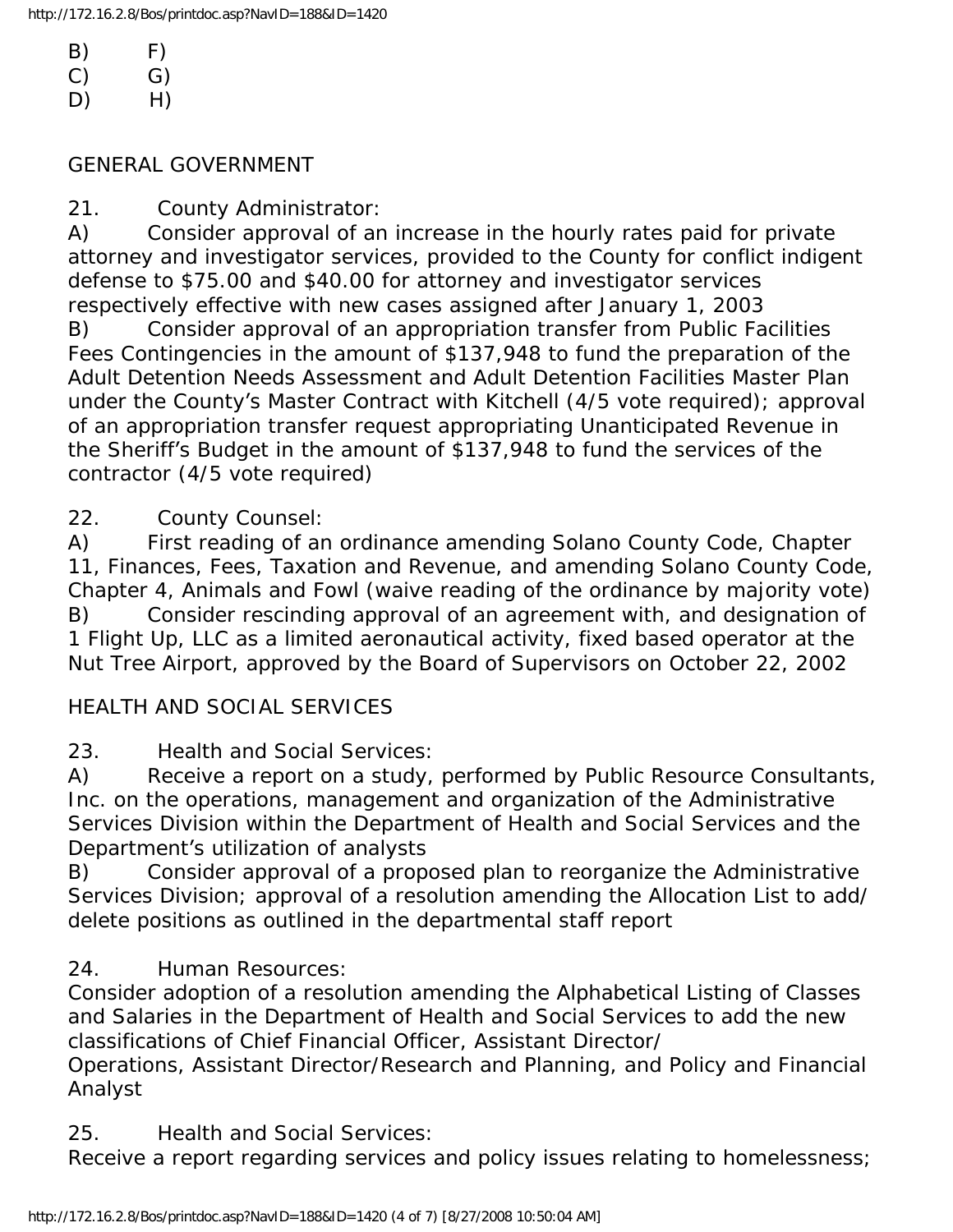B) F)
C) G)
D) H)

GENERAL GOVERNMENT

21. County Administrator:

A) Consider approval of an increase in the hourly rates paid for private attorney and investigator services, provided to the County for conflict indigent defense to $75.00 and $40.00 for attorney and investigator services respectively effective with new cases assigned after January 1, 2003

B) Consider approval of an appropriation transfer from Public Facilities Fees Contingencies in the amount of $137,948 to fund the preparation of the Adult Detention Needs Assessment and Adult Detention Facilities Master Plan under the County's Master Contract with Kitchell (4/5 vote required); approval of an appropriation transfer request appropriating Unanticipated Revenue in the Sheriff's Budget in the amount of $137,948 to fund the services of the contractor (4/5 vote required)

22. County Counsel:

A) First reading of an ordinance amending Solano County Code, Chapter 11, Finances, Fees, Taxation and Revenue, and amending Solano County Code, Chapter 4, Animals and Fowl (waive reading of the ordinance by majority vote)

B) Consider rescinding approval of an agreement with, and designation of 1 Flight Up, LLC as a limited aeronautical activity, fixed based operator at the Nut Tree Airport, approved by the Board of Supervisors on October 22, 2002

HEALTH AND SOCIAL SERVICES

23. Health and Social Services:

A) Receive a report on a study, performed by Public Resource Consultants, Inc. on the operations, management and organization of the Administrative Services Division within the Department of Health and Social Services and the Department's utilization of analysts

B) Consider approval of a proposed plan to reorganize the Administrative Services Division; approval of a resolution amending the Allocation List to add/delete positions as outlined in the departmental staff report

24. Human Resources:

Consider adoption of a resolution amending the Alphabetical Listing of Classes and Salaries in the Department of Health and Social Services to add the new classifications of Chief Financial Officer, Assistant Director/Operations, Assistant Director/Research and Planning, and Policy and Financial Analyst

25. Health and Social Services:

Receive a report regarding services and policy issues relating to homelessness;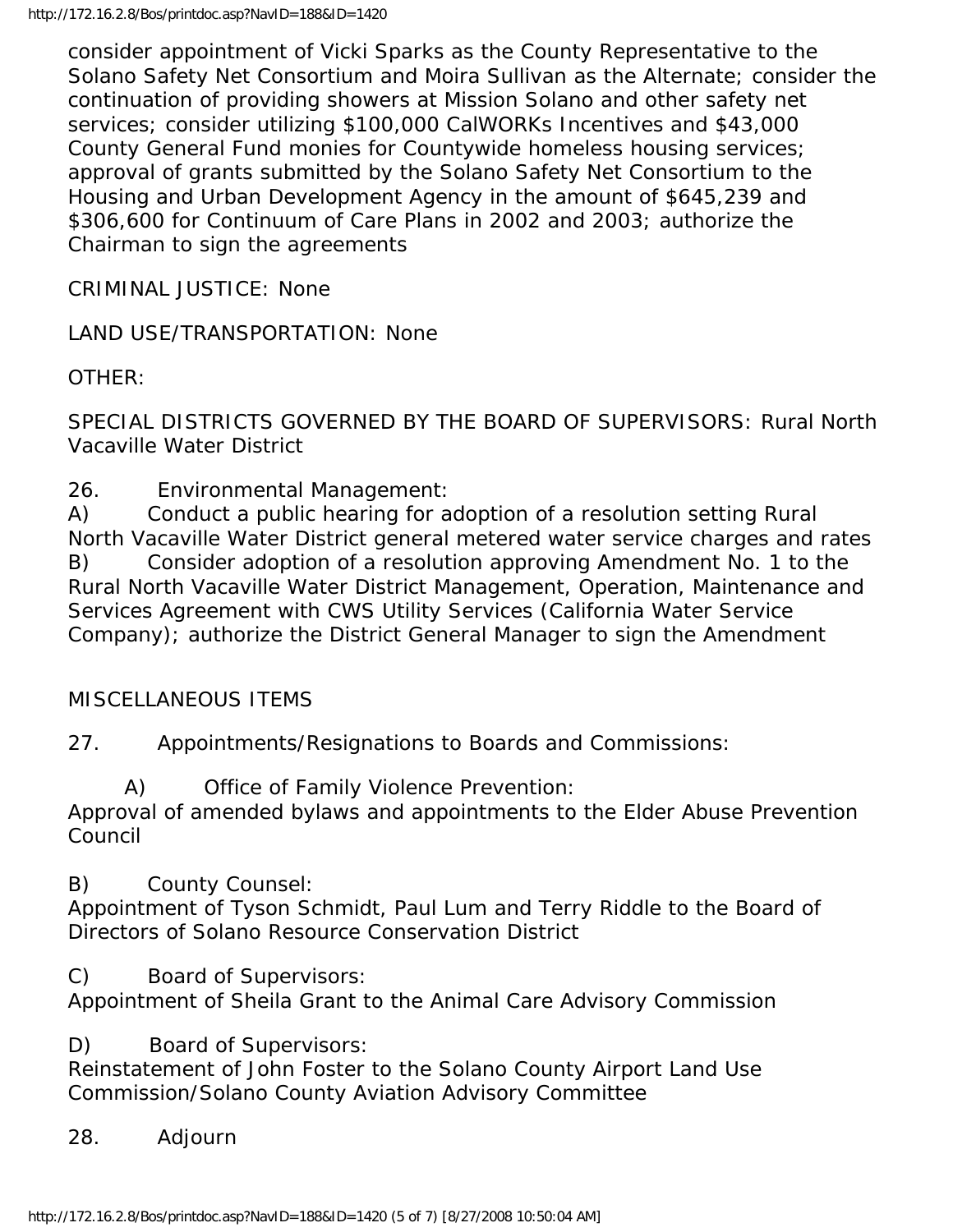consider appointment of Vicki Sparks as the County Representative to the Solano Safety Net Consortium and Moira Sullivan as the Alternate; consider the continuation of providing showers at Mission Solano and other safety net services; consider utilizing $100,000 CalWORKs Incentives and $43,000 County General Fund monies for Countywide homeless housing services; approval of grants submitted by the Solano Safety Net Consortium to the Housing and Urban Development Agency in the amount of $645,239 and $306,600 for Continuum of Care Plans in 2002 and 2003; authorize the Chairman to sign the agreements

CRIMINAL JUSTICE: None

LAND USE/TRANSPORTATION: None

OTHER:

SPECIAL DISTRICTS GOVERNED BY THE BOARD OF SUPERVISORS: Rural North Vacaville Water District

26. Environmental Management:
A) Conduct a public hearing for adoption of a resolution setting Rural North Vacaville Water District general metered water service charges and rates
B) Consider adoption of a resolution approving Amendment No. 1 to the Rural North Vacaville Water District Management, Operation, Maintenance and Services Agreement with CWS Utility Services (California Water Service Company); authorize the District General Manager to sign the Amendment

MISCELLANEOUS ITEMS

27. Appointments/Resignations to Boards and Commissions:

A) Office of Family Violence Prevention:
Approval of amended bylaws and appointments to the Elder Abuse Prevention Council

B) County Counsel:
Appointment of Tyson Schmidt, Paul Lum and Terry Riddle to the Board of Directors of Solano Resource Conservation District

C) Board of Supervisors:
Appointment of Sheila Grant to the Animal Care Advisory Commission

D) Board of Supervisors:
Reinstatement of John Foster to the Solano County Airport Land Use Commission/Solano County Aviation Advisory Committee

28. Adjourn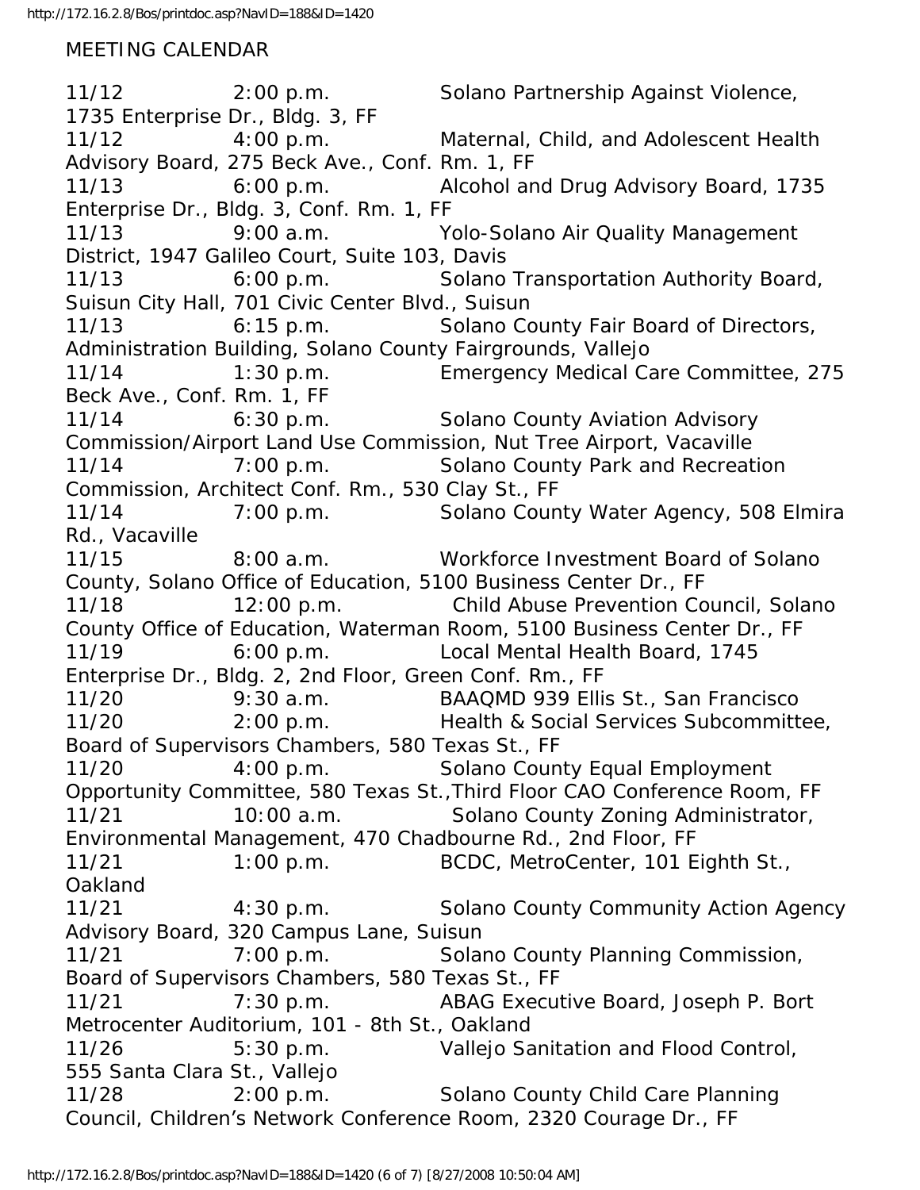MEETING CALENDAR

11/12 2:00 p.m. Solano Partnership Against Violence, 1735 Enterprise Dr., Bldg. 3, FF

11/12 4:00 p.m. Maternal, Child, and Adolescent Health Advisory Board, 275 Beck Ave., Conf. Rm. 1, FF

11/13 6:00 p.m. Alcohol and Drug Advisory Board, 1735 Enterprise Dr., Bldg. 3, Conf. Rm. 1, FF

11/13 9:00 a.m. Yolo-Solano Air Quality Management District, 1947 Galileo Court, Suite 103, Davis

11/13 6:00 p.m. Solano Transportation Authority Board, Suisun City Hall, 701 Civic Center Blvd., Suisun

11/13 6:15 p.m. Solano County Fair Board of Directors, Administration Building, Solano County Fairgrounds, Vallejo

11/14 1:30 p.m. Emergency Medical Care Committee, 275 Beck Ave., Conf. Rm. 1, FF

11/14 6:30 p.m. Solano County Aviation Advisory Commission/Airport Land Use Commission, Nut Tree Airport, Vacaville

11/14 7:00 p.m. Solano County Park and Recreation Commission, Architect Conf. Rm., 530 Clay St., FF

11/14 7:00 p.m. Solano County Water Agency, 508 Elmira Rd., Vacaville

11/15 8:00 a.m. Workforce Investment Board of Solano County, Solano Office of Education, 5100 Business Center Dr., FF

11/18 12:00 p.m. Child Abuse Prevention Council, Solano County Office of Education, Waterman Room, 5100 Business Center Dr., FF

11/19 6:00 p.m. Local Mental Health Board, 1745 Enterprise Dr., Bldg. 2, 2nd Floor, Green Conf. Rm., FF

11/20 9:30 a.m. BAAQMD 939 Ellis St., San Francisco

11/20 2:00 p.m. Health & Social Services Subcommittee, Board of Supervisors Chambers, 580 Texas St., FF

11/20 4:00 p.m. Solano County Equal Employment Opportunity Committee, 580 Texas St.,Third Floor CAO Conference Room, FF

11/21 10:00 a.m. Solano County Zoning Administrator, Environmental Management, 470 Chadbourne Rd., 2nd Floor, FF

11/21 1:00 p.m. BCDC, MetroCenter, 101 Eighth St., Oakland

11/21 4:30 p.m. Solano County Community Action Agency Advisory Board, 320 Campus Lane, Suisun

11/21 7:00 p.m. Solano County Planning Commission, Board of Supervisors Chambers, 580 Texas St., FF

11/21 7:30 p.m. ABAG Executive Board, Joseph P. Bort Metrocenter Auditorium, 101 - 8th St., Oakland

11/26 5:30 p.m. Vallejo Sanitation and Flood Control, 555 Santa Clara St., Vallejo

11/28 2:00 p.m. Solano County Child Care Planning Council, Children's Network Conference Room, 2320 Courage Dr., FF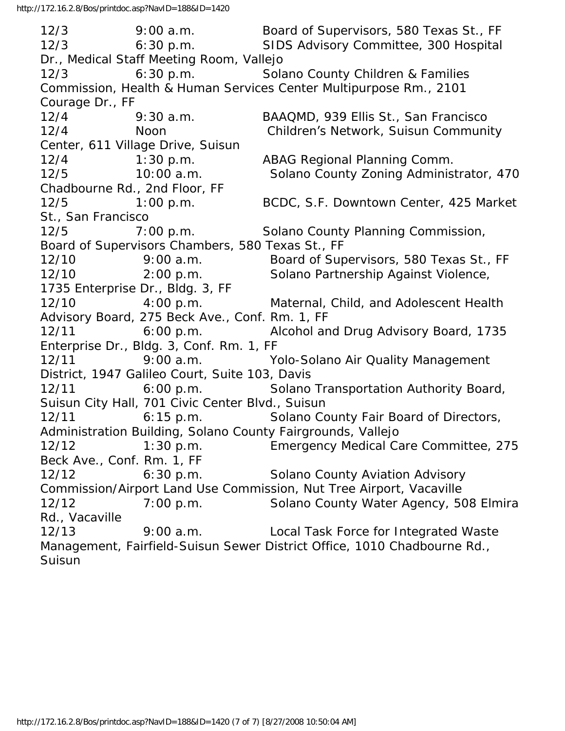12/3 9:00 a.m. Board of Supervisors, 580 Texas St., FF
12/3 6:30 p.m. SIDS Advisory Committee, 300 Hospital Dr., Medical Staff Meeting Room, Vallejo
12/3 6:30 p.m. Solano County Children & Families Commission, Health & Human Services Center Multipurpose Rm., 2101 Courage Dr., FF
12/4 9:30 a.m. BAAQMD, 939 Ellis St., San Francisco
12/4 Noon Children's Network, Suisun Community Center, 611 Village Drive, Suisun
12/4 1:30 p.m. ABAG Regional Planning Comm.
12/5 10:00 a.m. Solano County Zoning Administrator, 470 Chadbourne Rd., 2nd Floor, FF
12/5 1:00 p.m. BCDC, S.F. Downtown Center, 425 Market St., San Francisco
12/5 7:00 p.m. Solano County Planning Commission, Board of Supervisors Chambers, 580 Texas St., FF
12/10 9:00 a.m. Board of Supervisors, 580 Texas St., FF
12/10 2:00 p.m. Solano Partnership Against Violence, 1735 Enterprise Dr., Bldg. 3, FF
12/10 4:00 p.m. Maternal, Child, and Adolescent Health Advisory Board, 275 Beck Ave., Conf. Rm. 1, FF
12/11 6:00 p.m. Alcohol and Drug Advisory Board, 1735 Enterprise Dr., Bldg. 3, Conf. Rm. 1, FF
12/11 9:00 a.m. Yolo-Solano Air Quality Management District, 1947 Galileo Court, Suite 103, Davis
12/11 6:00 p.m. Solano Transportation Authority Board, Suisun City Hall, 701 Civic Center Blvd., Suisun
12/11 6:15 p.m. Solano County Fair Board of Directors, Administration Building, Solano County Fairgrounds, Vallejo
12/12 1:30 p.m. Emergency Medical Care Committee, 275 Beck Ave., Conf. Rm. 1, FF
12/12 6:30 p.m. Solano County Aviation Advisory Commission/Airport Land Use Commission, Nut Tree Airport, Vacaville
12/12 7:00 p.m. Solano County Water Agency, 508 Elmira Rd., Vacaville
12/13 9:00 a.m. Local Task Force for Integrated Waste Management, Fairfield-Suisun Sewer District Office, 1010 Chadbourne Rd., Suisun